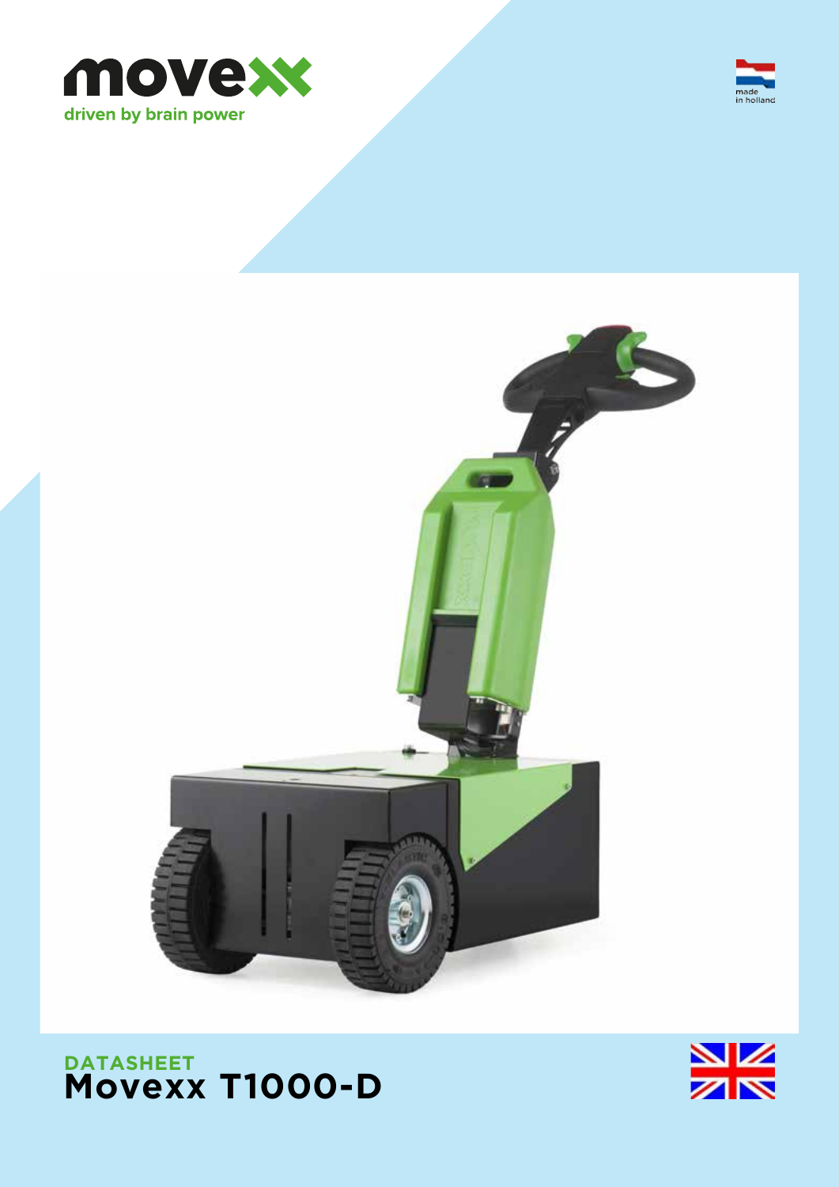movexx

driven by brain power

made in holland

DATASHEET

# Movexx T1000-D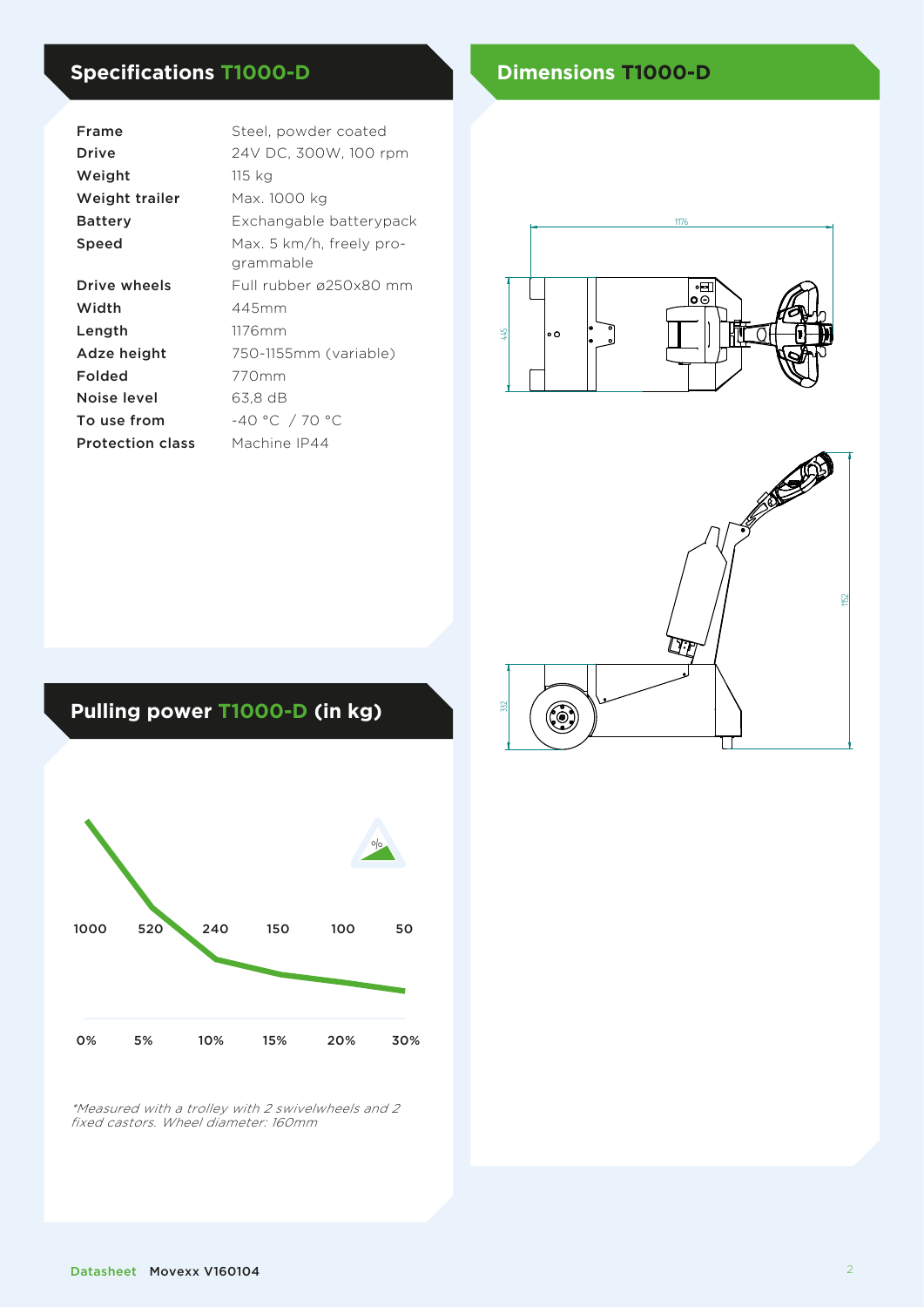## Specifications T1000-D

| | |
|---|---|
| **Frame** | Steel, powder coated |
| **Drive** | 24V DC, 300W, 100 rpm |
| **Weight** | 115 kg |
| **Weight trailer** | Max. 1000 kg |
| **Battery** | Exchangable batterypack |
| **Speed** | Max. 5 km/h, freely programmable |
| **Drive wheels** | Full rubber ø250x80 mm |
| **Width** | 445mm |
| **Length** | 1176mm |
| **Adze height** | 750-1155mm (variable) |
| **Folded** | 770mm |
| **Noise level** | 63,8 dB |
| **To use from** | -40 °C / 70 °C |
| **Protection class** | Machine IP44 |

## Pulling power T1000-D (in kg)

| 0% | 5% | 10% | 15% | 20% | 30% |
|---|---|---|---|---|---|
| 1000 | 520 | 240 | 150 | 100 | 50 |

*\*Measured with a trolley with 2 swivelwheels and 2 fixed castors. Wheel diameter: 160mm*

## Dimensions T1000-D

1176

445

1152

332

Datasheet Movexx V160104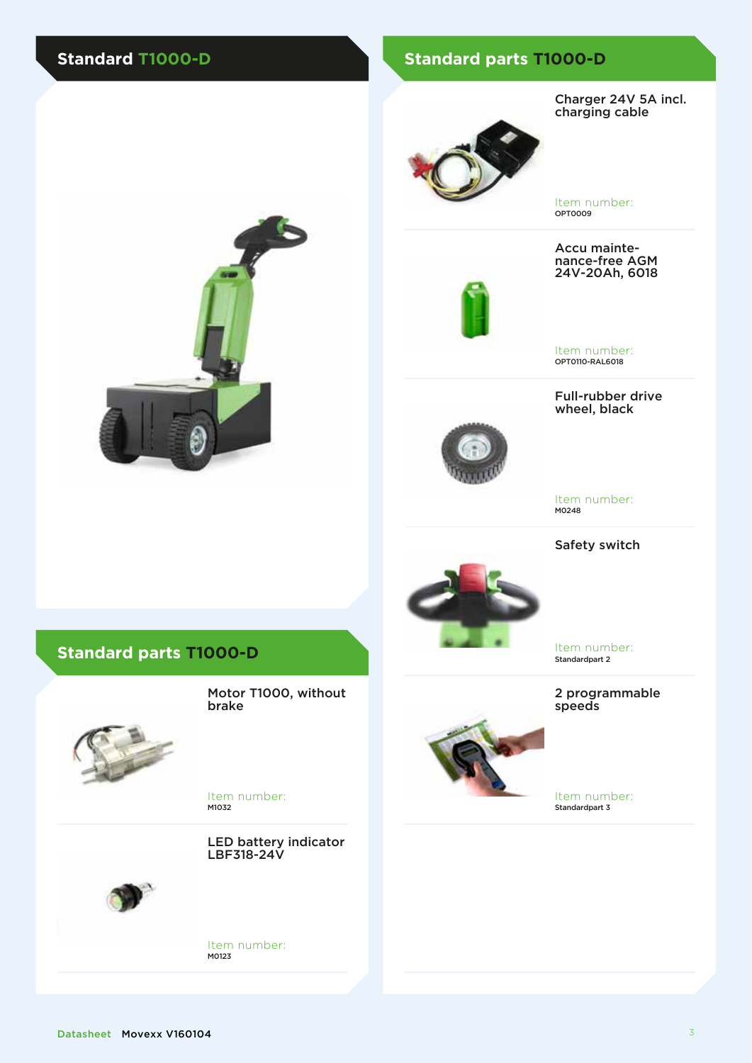## Standard T1000-D

## Standard parts T1000-D

### Motor T1000, without brake

Item number:
M1032

### LED battery indicator LBF318-24V

Item number:
M0123

## Standard parts T1000-D

### Charger 24V 5A incl. charging cable

Item number:
OPT0009

### Accu mainte-nance-free AGM 24V-20Ah, 6018

Item number:
OPT0110-RAL6018

### Full-rubber drive wheel, black

Item number:
M0248

### Safety switch

Item number:
Standardpart 2

### 2 programmable speeds

Item number:
Standardpart 3

Datasheet Movexx V160104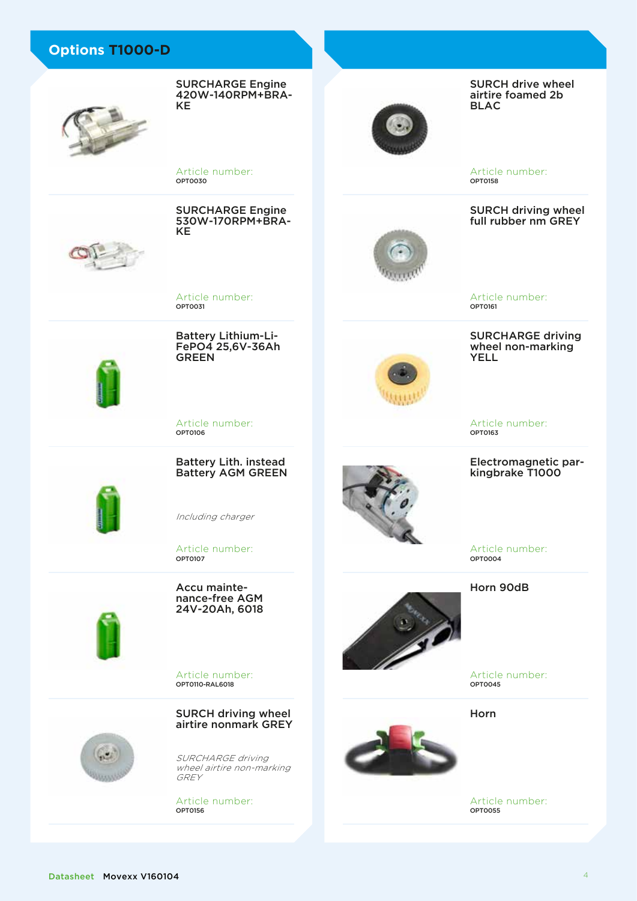## Options T1000-D

**SURCHARGE Engine 420W-140RPM+BRAKE**

Article number:
OPT0030

**SURCHARGE Engine 530W-170RPM+BRAKE**

Article number:
OPT0031

**Battery Lithium-LiFePO4 25,6V-36Ah GREEN**

Article number:
OPT0106

**Battery Lith. instead Battery AGM GREEN**

*Including charger*

Article number:
OPT0107

**Accu maintenance-free AGM 24V-20Ah, 6018**

Article number:
OPT0110-RAL6018

**SURCH driving wheel airtire nonmark GREY**

*SURCHARGE driving wheel airtire non-marking GREY*

Article number:
OPT0156

**SURCH drive wheel airtire foamed 2b BLAC**

Article number:
OPT0158

**SURCH driving wheel full rubber nm GREY**

Article number:
OPT0161

**SURCHARGE driving wheel non-marking YELL**

Article number:
OPT0163

**Electromagnetic parkingbrake T1000**

Article number:
OPT0004

**Horn 90dB**

Article number:
OPT0045

**Horn**

Article number:
OPT0055

Datasheet **Movexx V160104**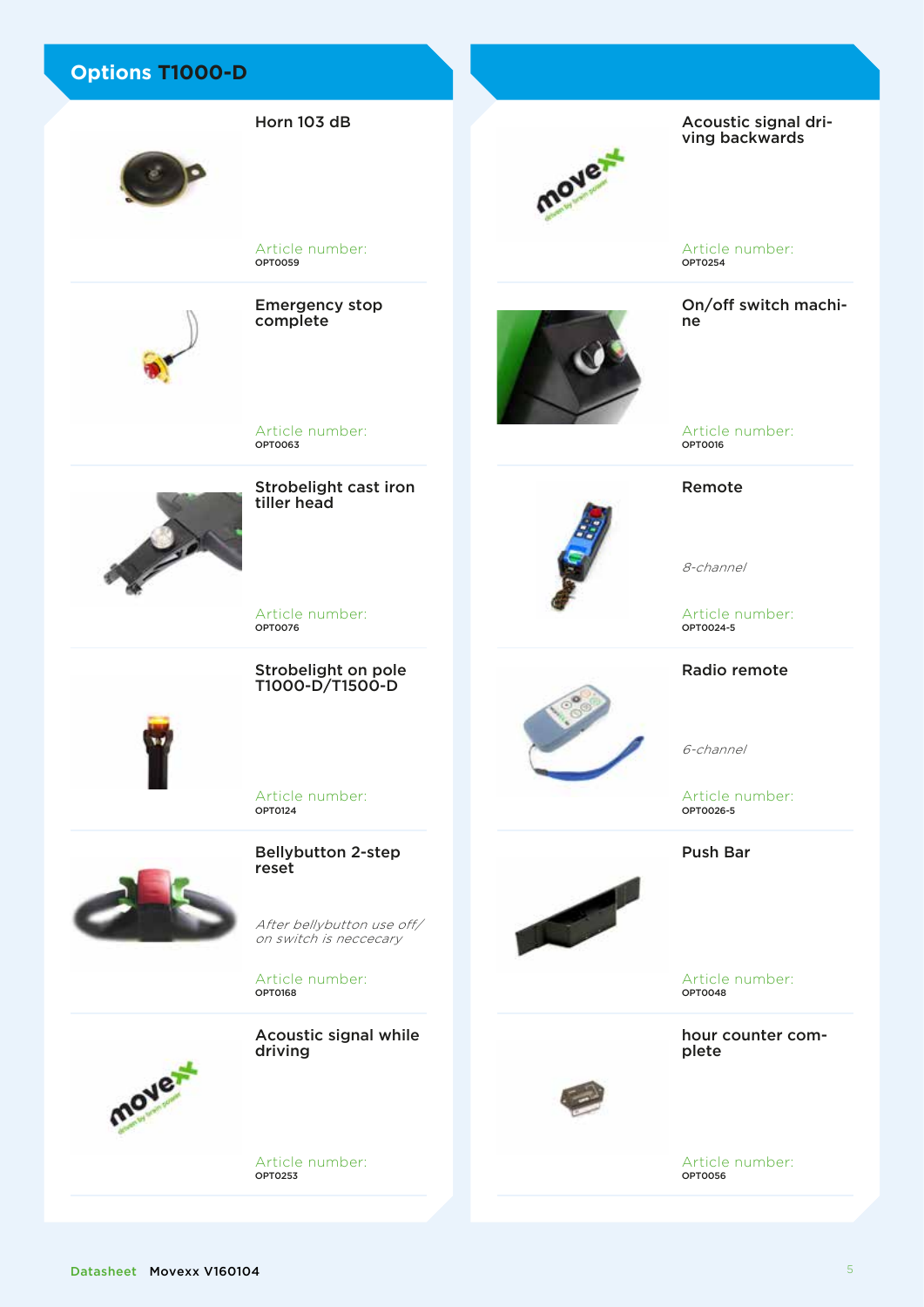## Options T1000-D

### Horn 103 dB

Article number:
OPT0059

### Emergency stop complete

Article number:
OPT0063

### Strobelight cast iron tiller head

Article number:
OPT0076

### Strobelight on pole T1000-D/T1500-D

Article number:
OPT0124

### Bellybutton 2-step reset

*After bellybutton use off/ on switch is neccecary*

Article number:
OPT0168

### Acoustic signal while driving

Article number:
OPT0253

### Acoustic signal driving backwards

Article number:
OPT0254

### On/off switch machine

Article number:
OPT0016

### Remote

*8-channel*

Article number:
OPT0024-5

### Radio remote

*6-channel*

Article number:
OPT0026-5

### Push Bar

Article number:
OPT0048

### hour counter complete

Article number:
OPT0056

Datasheet Movexx V160104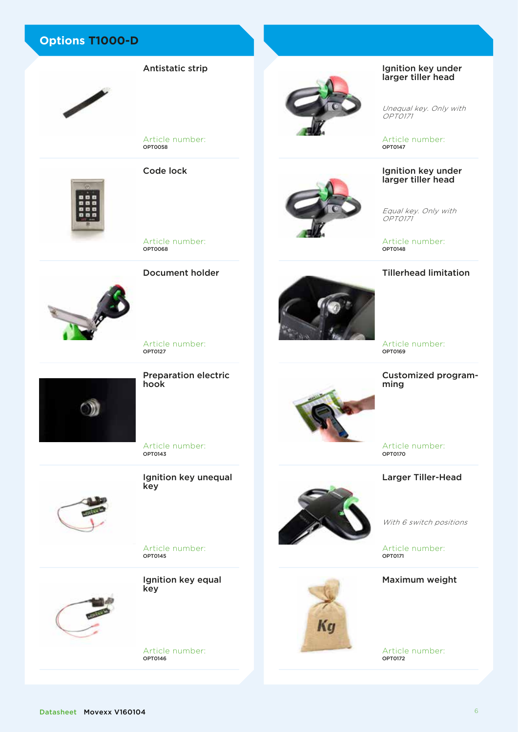## Options T1000-D

### Antistatic strip

Article number:
OPT0058

### Code lock

Article number:
OPT0068

### Document holder

Article number:
OPT0127

### Preparation electric hook

Article number:
OPT0143

### Ignition key unequal key

Article number:
OPT0145

### Ignition key equal key

Article number:
OPT0146

### Ignition key under larger tiller head

*Unequal key. Only with OPT0171*

Article number:
OPT0147

### Ignition key under larger tiller head

*Equal key. Only with OPT0171*

Article number:
OPT0148

### Tillerhead limitation

Article number:
OPT0169

### Customized programming

Article number:
OPT0170

### Larger Tiller-Head

*With 6 switch positions*

Article number:
OPT0171

### Maximum weight

Article number:
OPT0172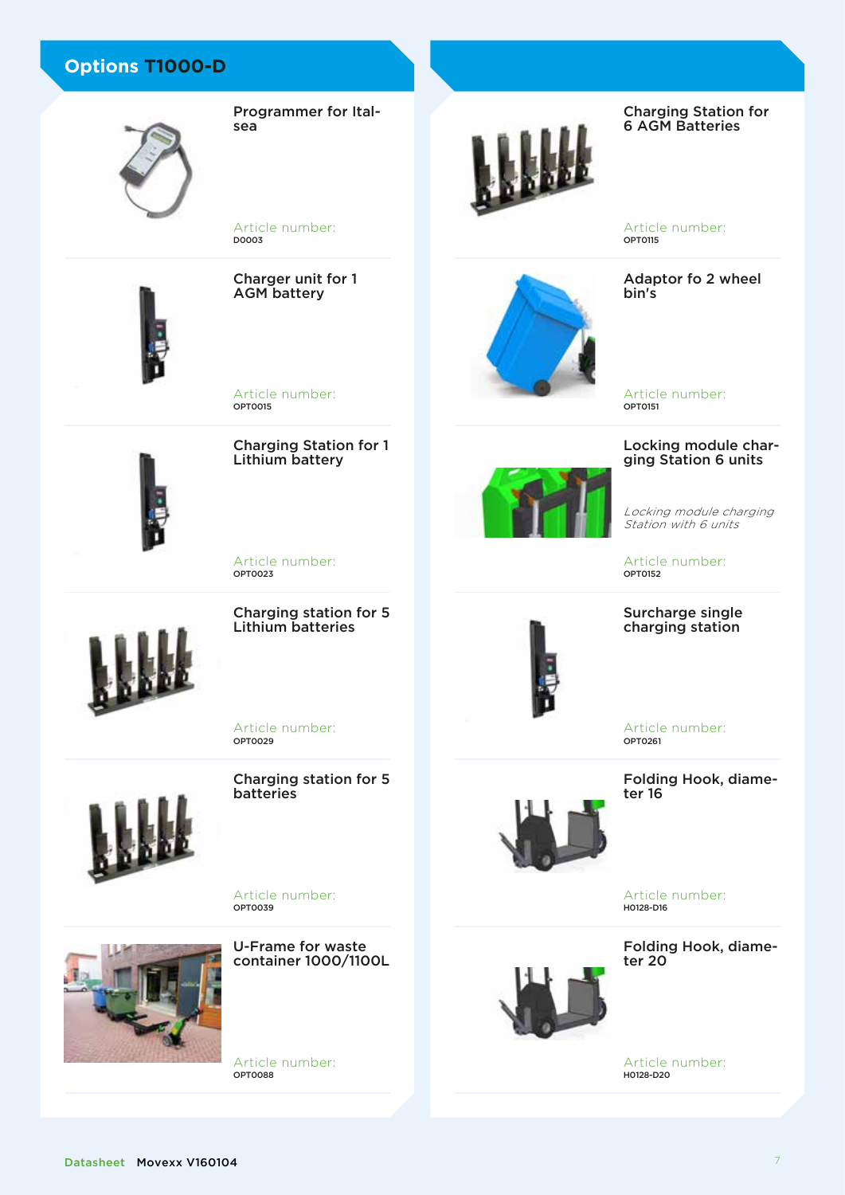## Options T1000-D

### Programmer for Italsea

Article number:
D0003

### Charger unit for 1 AGM battery

Article number:
OPT0015

### Charging Station for 1 Lithium battery

Article number:
OPT0023

### Charging station for 5 Lithium batteries

Article number:
OPT0029

### Charging station for 5 batteries

Article number:
OPT0039

### U-Frame for waste container 1000/1100L

Article number:
OPT0088

### Charging Station for 6 AGM Batteries

Article number:
OPT0115

### Adaptor fo 2 wheel bin's

Article number:
OPT0151

### Locking module charging Station 6 units

*Locking module charging Station with 6 units*

Article number:
OPT0152

### Surcharge single charging station

Article number:
OPT0261

### Folding Hook, diameter 16

Article number:
H0128-D16

### Folding Hook, diameter 20

Article number:
H0128-D20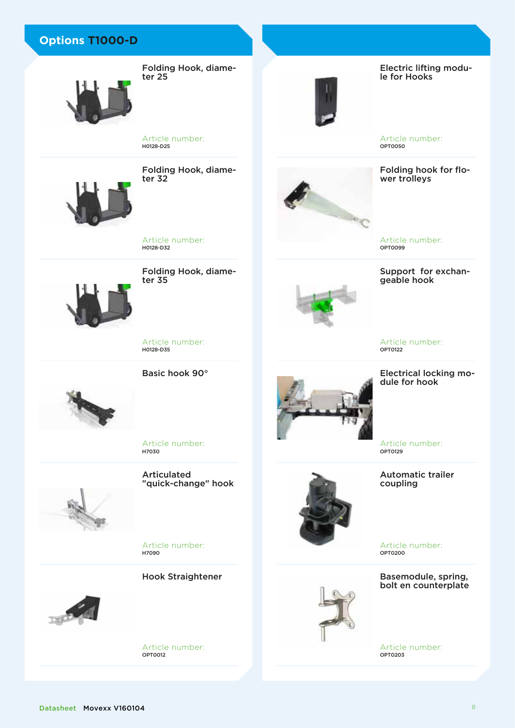## Options T1000-D

### Folding Hook, diameter 25

Article number:
H0128-D25

### Folding Hook, diameter 32

Article number:
H0128-D32

### Folding Hook, diameter 35

Article number:
H0128-D35

### Basic hook 90°

Article number:
H7030

### Articulated "quick-change" hook

Article number:
H7090

### Hook Straightener

Article number:
OPT0012

### Electric lifting module for Hooks

Article number:
OPT0050

### Folding hook for flower trolleys

Article number:
OPT0099

### Support for exchangeable hook

Article number:
OPT0122

### Electrical locking module for hook

Article number:
OPT0129

### Automatic trailer coupling

Article number:
OPT0200

### Basemodule, spring, bolt en counterplate

Article number:
OPT0203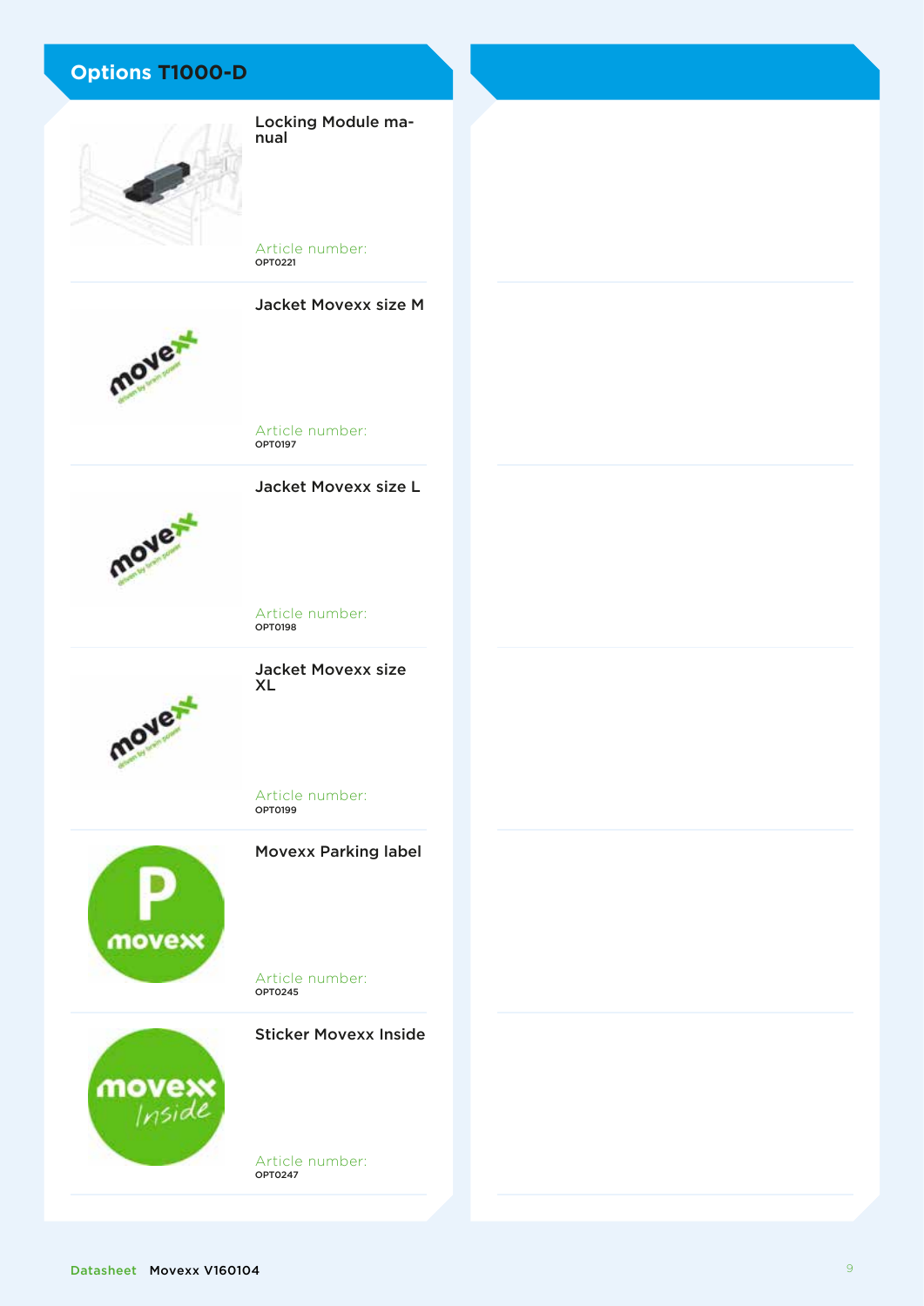## Options T1000-D

### Locking Module manual

Article number:
OPT0221

### Jacket Movexx size M

Article number:
OPT0197

### Jacket Movexx size L

Article number:
OPT0198

### Jacket Movexx size XL

Article number:
OPT0199

### Movexx Parking label

Article number:
OPT0245

### Sticker Movexx Inside

Article number:
OPT0247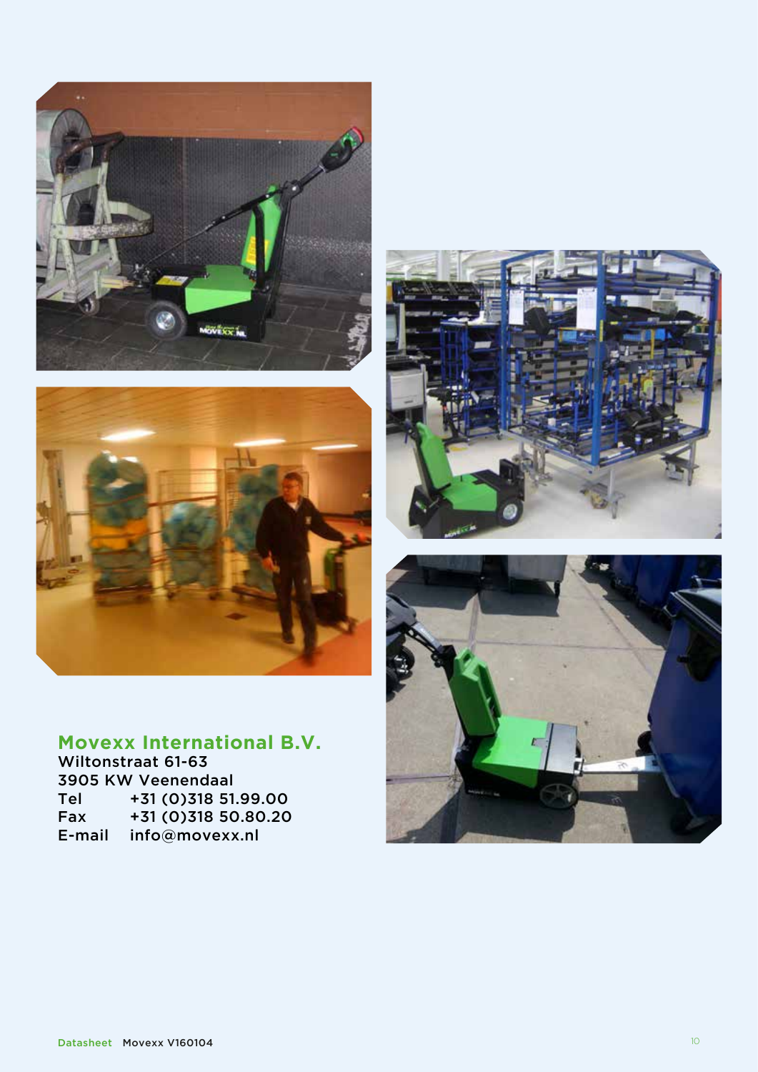## Movexx International B.V.

Wiltonstraat 61-63
3905 KW Veenendaal

| | |
|---|---|
| Tel | +31 (0)318 51.99.00 |
| Fax | +31 (0)318 50.80.20 |
| E-mail | info@movexx.nl |